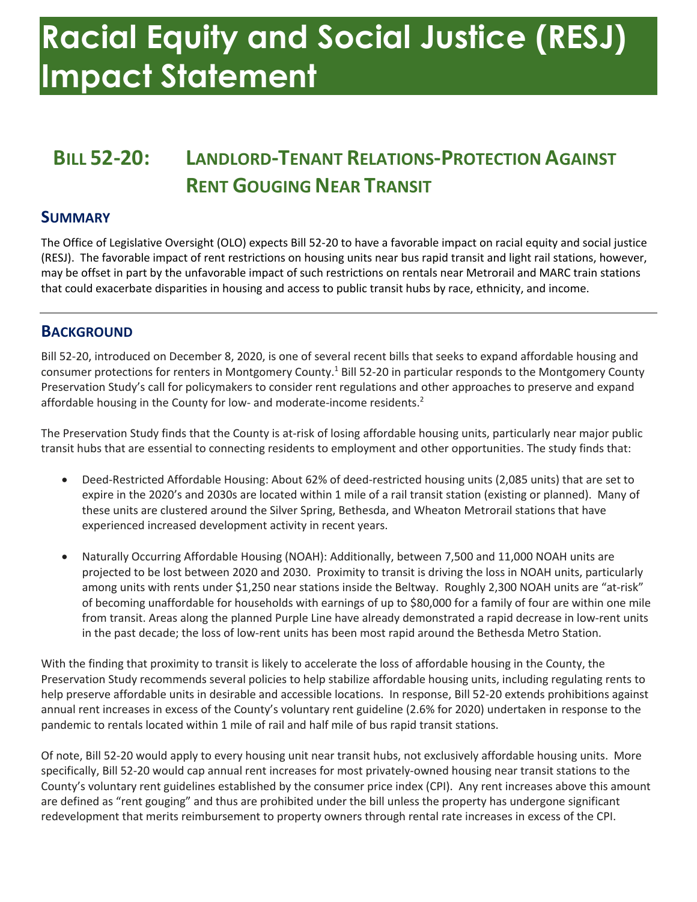# Racial Equity and Social Justice (RESJ) Impact Statement

## Bill 52-20: Landlord-Tenant Relations-Protection Against Rent Gouging Near Transit

### Summary

The Office of Legislative Oversight (OLO) expects Bill 52-20 to have a favorable impact on racial equity and social justice (RESJ). The favorable impact of rent restrictions on housing units near bus rapid transit and light rail stations, however, may be offset in part by the unfavorable impact of such restrictions on rentals near Metrorail and MARC train stations that could exacerbate disparities in housing and access to public transit hubs by race, ethnicity, and income.

### Background

Bill 52-20, introduced on December 8, 2020, is one of several recent bills that seeks to expand affordable housing and consumer protections for renters in Montgomery County.[1] Bill 52-20 in particular responds to the Montgomery County Preservation Study's call for policymakers to consider rent regulations and other approaches to preserve and expand affordable housing in the County for low- and moderate-income residents.[2]

The Preservation Study finds that the County is at-risk of losing affordable housing units, particularly near major public transit hubs that are essential to connecting residents to employment and other opportunities. The study finds that:

- Deed-Restricted Affordable Housing: About 62% of deed-restricted housing units (2,085 units) that are set to expire in the 2020's and 2030s are located within 1 mile of a rail transit station (existing or planned). Many of these units are clustered around the Silver Spring, Bethesda, and Wheaton Metrorail stations that have experienced increased development activity in recent years.

- Naturally Occurring Affordable Housing (NOAH): Additionally, between 7,500 and 11,000 NOAH units are projected to be lost between 2020 and 2030. Proximity to transit is driving the loss in NOAH units, particularly among units with rents under $1,250 near stations inside the Beltway. Roughly 2,300 NOAH units are "at-risk" of becoming unaffordable for households with earnings of up to $80,000 for a family of four are within one mile from transit. Areas along the planned Purple Line have already demonstrated a rapid decrease in low-rent units in the past decade; the loss of low-rent units has been most rapid around the Bethesda Metro Station.

With the finding that proximity to transit is likely to accelerate the loss of affordable housing in the County, the Preservation Study recommends several policies to help stabilize affordable housing units, including regulating rents to help preserve affordable units in desirable and accessible locations. In response, Bill 52-20 extends prohibitions against annual rent increases in excess of the County's voluntary rent guideline (2.6% for 2020) undertaken in response to the pandemic to rentals located within 1 mile of rail and half mile of bus rapid transit stations.

Of note, Bill 52-20 would apply to every housing unit near transit hubs, not exclusively affordable housing units. More specifically, Bill 52-20 would cap annual rent increases for most privately-owned housing near transit stations to the County's voluntary rent guidelines established by the consumer price index (CPI). Any rent increases above this amount are defined as "rent gouging" and thus are prohibited under the bill unless the property has undergone significant redevelopment that merits reimbursement to property owners through rental rate increases in excess of the CPI.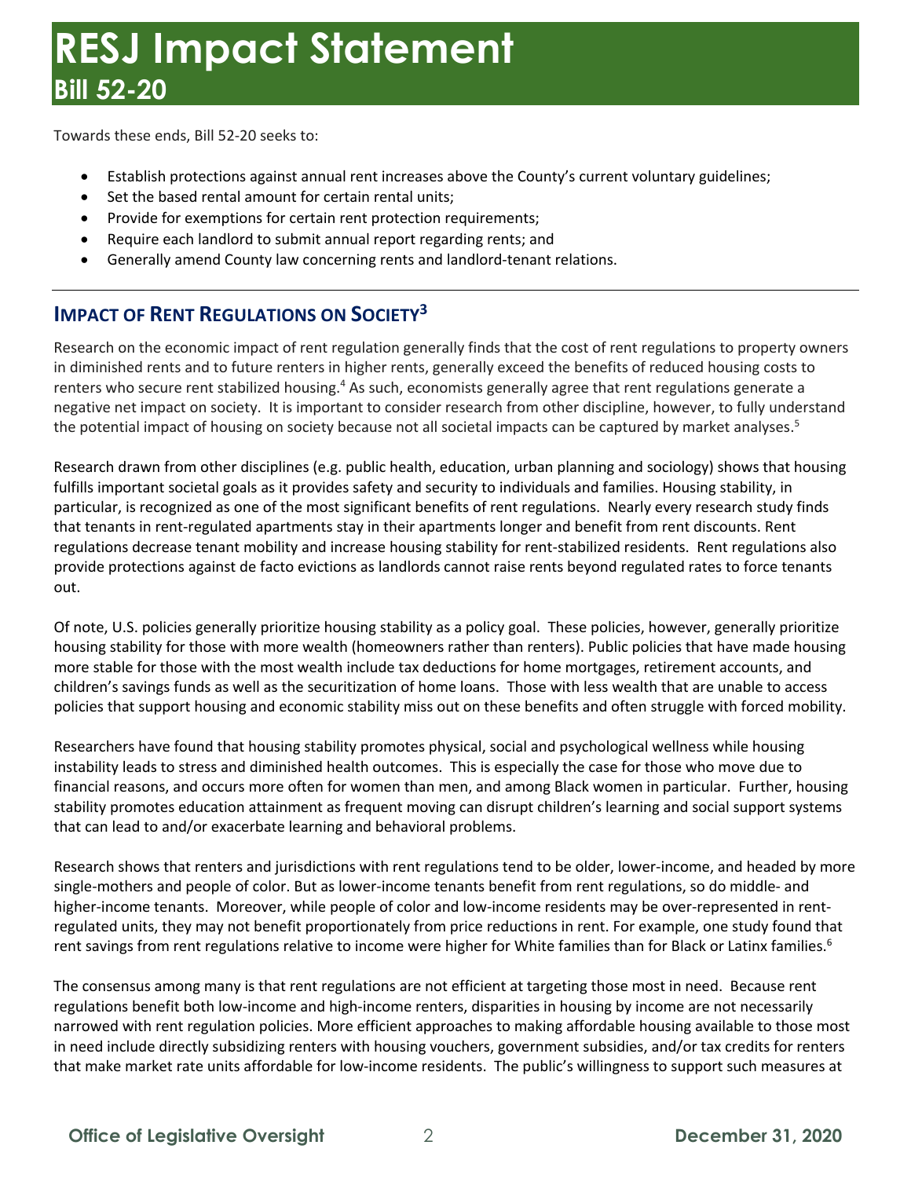Towards these ends, Bill 52-20 seeks to:

- Establish protections against annual rent increases above the County's current voluntary guidelines;
- Set the based rental amount for certain rental units;
- Provide for exemptions for certain rent protection requirements;
- Require each landlord to submit annual report regarding rents; and
- Generally amend County law concerning rents and landlord-tenant relations.

## IMPACT OF RENT REGULATIONS ON SOCIETY[3]

Research on the economic impact of rent regulation generally finds that the cost of rent regulations to property owners in diminished rents and to future renters in higher rents, generally exceed the benefits of reduced housing costs to renters who secure rent stabilized housing.[4] As such, economists generally agree that rent regulations generate a negative net impact on society. It is important to consider research from other discipline, however, to fully understand the potential impact of housing on society because not all societal impacts can be captured by market analyses.[5]

Research drawn from other disciplines (e.g. public health, education, urban planning and sociology) shows that housing fulfills important societal goals as it provides safety and security to individuals and families. Housing stability, in particular, is recognized as one of the most significant benefits of rent regulations. Nearly every research study finds that tenants in rent-regulated apartments stay in their apartments longer and benefit from rent discounts. Rent regulations decrease tenant mobility and increase housing stability for rent-stabilized residents. Rent regulations also provide protections against de facto evictions as landlords cannot raise rents beyond regulated rates to force tenants out.

Of note, U.S. policies generally prioritize housing stability as a policy goal. These policies, however, generally prioritize housing stability for those with more wealth (homeowners rather than renters). Public policies that have made housing more stable for those with the most wealth include tax deductions for home mortgages, retirement accounts, and children's savings funds as well as the securitization of home loans. Those with less wealth that are unable to access policies that support housing and economic stability miss out on these benefits and often struggle with forced mobility.

Researchers have found that housing stability promotes physical, social and psychological wellness while housing instability leads to stress and diminished health outcomes. This is especially the case for those who move due to financial reasons, and occurs more often for women than men, and among Black women in particular. Further, housing stability promotes education attainment as frequent moving can disrupt children's learning and social support systems that can lead to and/or exacerbate learning and behavioral problems.

Research shows that renters and jurisdictions with rent regulations tend to be older, lower-income, and headed by more single-mothers and people of color. But as lower-income tenants benefit from rent regulations, so do middle- and higher-income tenants. Moreover, while people of color and low-income residents may be over-represented in rent-regulated units, they may not benefit proportionately from price reductions in rent. For example, one study found that rent savings from rent regulations relative to income were higher for White families than for Black or Latinx families.[6]

The consensus among many is that rent regulations are not efficient at targeting those most in need. Because rent regulations benefit both low-income and high-income renters, disparities in housing by income are not necessarily narrowed with rent regulation policies. More efficient approaches to making affordable housing available to those most in need include directly subsidizing renters with housing vouchers, government subsidies, and/or tax credits for renters that make market rate units affordable for low-income residents. The public's willingness to support such measures at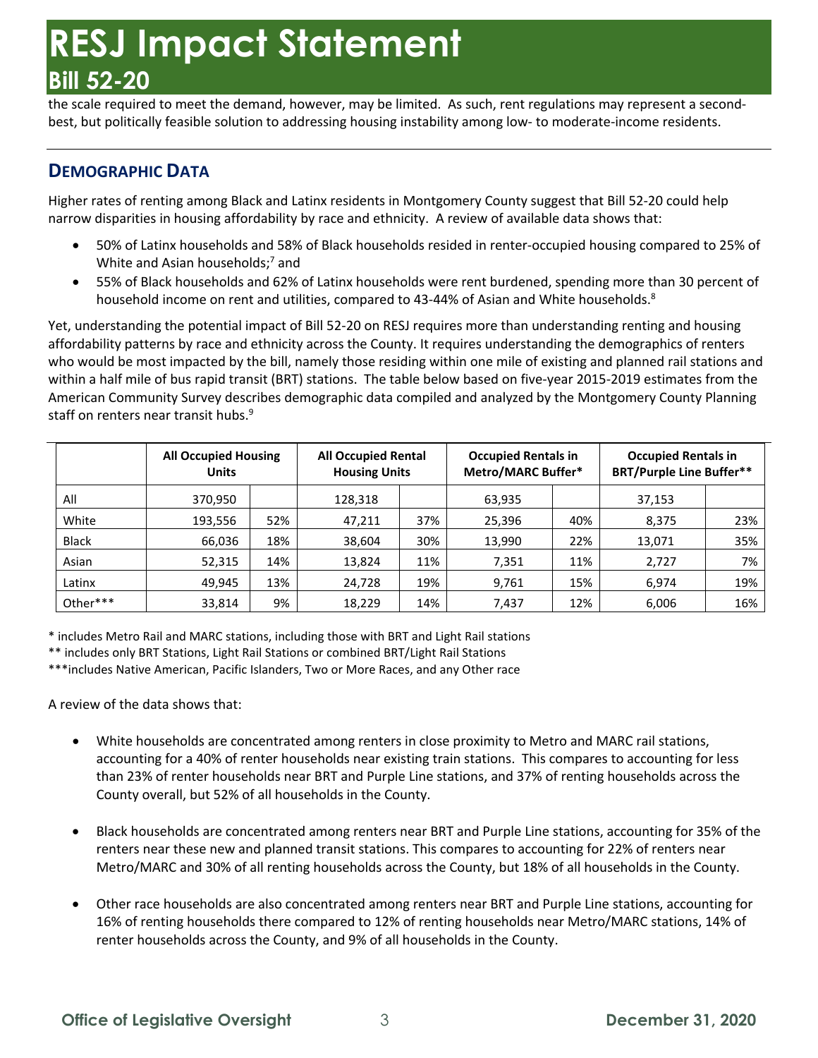the scale required to meet the demand, however, may be limited. As such, rent regulations may represent a second-best, but politically feasible solution to addressing housing instability among low- to moderate-income residents.

## DEMOGRAPHIC DATA

Higher rates of renting among Black and Latinx residents in Montgomery County suggest that Bill 52-20 could help narrow disparities in housing affordability by race and ethnicity. A review of available data shows that:

- 50% of Latinx households and 58% of Black households resided in renter-occupied housing compared to 25% of White and Asian households;[7] and
- 55% of Black households and 62% of Latinx households were rent burdened, spending more than 30 percent of household income on rent and utilities, compared to 43-44% of Asian and White households.[8]

Yet, understanding the potential impact of Bill 52-20 on RESJ requires more than understanding renting and housing affordability patterns by race and ethnicity across the County. It requires understanding the demographics of renters who would be most impacted by the bill, namely those residing within one mile of existing and planned rail stations and within a half mile of bus rapid transit (BRT) stations. The table below based on five-year 2015-2019 estimates from the American Community Survey describes demographic data compiled and analyzed by the Montgomery County Planning staff on renters near transit hubs.[9]

| | All Occupied Housing Units | | All Occupied Rental Housing Units | | Occupied Rentals in Metro/MARC Buffer* | | Occupied Rentals in BRT/Purple Line Buffer** | |
|---|---|---|---|---|---|---|---|---|
| All | 370,950 | | 128,318 | | 63,935 | | 37,153 | |
| White | 193,556 | 52% | 47,211 | 37% | 25,396 | 40% | 8,375 | 23% |
| Black | 66,036 | 18% | 38,604 | 30% | 13,990 | 22% | 13,071 | 35% |
| Asian | 52,315 | 14% | 13,824 | 11% | 7,351 | 11% | 2,727 | 7% |
| Latinx | 49,945 | 13% | 24,728 | 19% | 9,761 | 15% | 6,974 | 19% |
| Other*** | 33,814 | 9% | 18,229 | 14% | 7,437 | 12% | 6,006 | 16% |

\* includes Metro Rail and MARC stations, including those with BRT and Light Rail stations
** includes only BRT Stations, Light Rail Stations or combined BRT/Light Rail Stations
***includes Native American, Pacific Islanders, Two or More Races, and any Other race

A review of the data shows that:

- White households are concentrated among renters in close proximity to Metro and MARC rail stations, accounting for a 40% of renter households near existing train stations. This compares to accounting for less than 23% of renter households near BRT and Purple Line stations, and 37% of renting households across the County overall, but 52% of all households in the County.

- Black households are concentrated among renters near BRT and Purple Line stations, accounting for 35% of the renters near these new and planned transit stations. This compares to accounting for 22% of renters near Metro/MARC and 30% of all renting households across the County, but 18% of all households in the County.

- Other race households are also concentrated among renters near BRT and Purple Line stations, accounting for 16% of renting households there compared to 12% of renting households near Metro/MARC stations, 14% of renter households across the County, and 9% of all households in the County.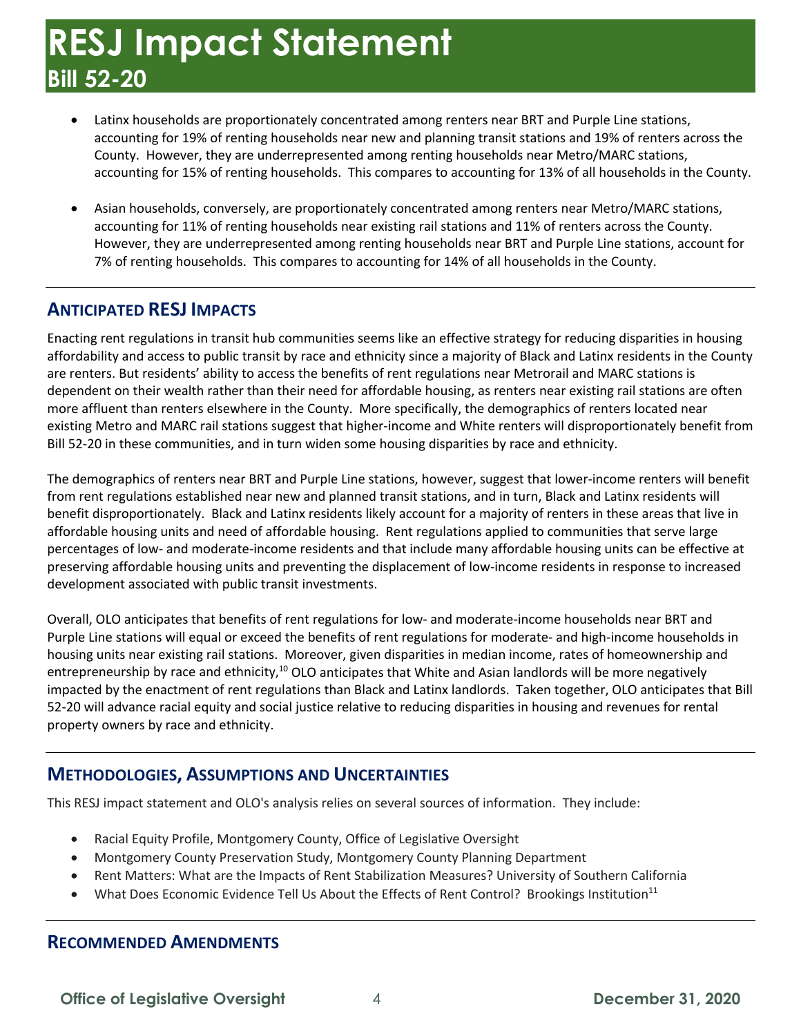- Latinx households are proportionately concentrated among renters near BRT and Purple Line stations, accounting for 19% of renting households near new and planning transit stations and 19% of renters across the County. However, they are underrepresented among renting households near Metro/MARC stations, accounting for 15% of renting households. This compares to accounting for 13% of all households in the County.

- Asian households, conversely, are proportionately concentrated among renters near Metro/MARC stations, accounting for 11% of renting households near existing rail stations and 11% of renters across the County. However, they are underrepresented among renting households near BRT and Purple Line stations, account for 7% of renting households. This compares to accounting for 14% of all households in the County.

## Anticipated RESJ Impacts

Enacting rent regulations in transit hub communities seems like an effective strategy for reducing disparities in housing affordability and access to public transit by race and ethnicity since a majority of Black and Latinx residents in the County are renters. But residents' ability to access the benefits of rent regulations near Metrorail and MARC stations is dependent on their wealth rather than their need for affordable housing, as renters near existing rail stations are often more affluent than renters elsewhere in the County. More specifically, the demographics of renters located near existing Metro and MARC rail stations suggest that higher-income and White renters will disproportionately benefit from Bill 52-20 in these communities, and in turn widen some housing disparities by race and ethnicity.

The demographics of renters near BRT and Purple Line stations, however, suggest that lower-income renters will benefit from rent regulations established near new and planned transit stations, and in turn, Black and Latinx residents will benefit disproportionately. Black and Latinx residents likely account for a majority of renters in these areas that live in affordable housing units and need of affordable housing. Rent regulations applied to communities that serve large percentages of low- and moderate-income residents and that include many affordable housing units can be effective at preserving affordable housing units and preventing the displacement of low-income residents in response to increased development associated with public transit investments.

Overall, OLO anticipates that benefits of rent regulations for low- and moderate-income households near BRT and Purple Line stations will equal or exceed the benefits of rent regulations for moderate- and high-income households in housing units near existing rail stations. Moreover, given disparities in median income, rates of homeownership and entrepreneurship by race and ethnicity,[10] OLO anticipates that White and Asian landlords will be more negatively impacted by the enactment of rent regulations than Black and Latinx landlords. Taken together, OLO anticipates that Bill 52-20 will advance racial equity and social justice relative to reducing disparities in housing and revenues for rental property owners by race and ethnicity.

## Methodologies, Assumptions and Uncertainties

This RESJ impact statement and OLO's analysis relies on several sources of information. They include:

- Racial Equity Profile, Montgomery County, Office of Legislative Oversight
- Montgomery County Preservation Study, Montgomery County Planning Department
- Rent Matters: What are the Impacts of Rent Stabilization Measures? University of Southern California
- What Does Economic Evidence Tell Us About the Effects of Rent Control? Brookings Institution[11]

## Recommended Amendments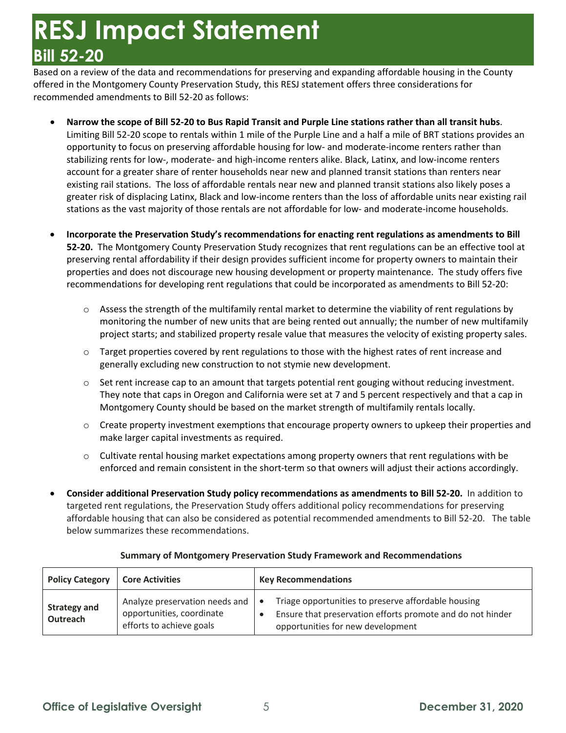# RESJ Impact Statement

## Bill 52-20

Based on a review of the data and recommendations for preserving and expanding affordable housing in the County offered in the Montgomery County Preservation Study, this RESJ statement offers three considerations for recommended amendments to Bill 52-20 as follows:

- **Narrow the scope of Bill 52-20 to Bus Rapid Transit and Purple Line stations rather than all transit hubs**. Limiting Bill 52-20 scope to rentals within 1 mile of the Purple Line and a half a mile of BRT stations provides an opportunity to focus on preserving affordable housing for low- and moderate-income renters rather than stabilizing rents for low-, moderate- and high-income renters alike. Black, Latinx, and low-income renters account for a greater share of renter households near new and planned transit stations than renters near existing rail stations. The loss of affordable rentals near new and planned transit stations also likely poses a greater risk of displacing Latinx, Black and low-income renters than the loss of affordable units near existing rail stations as the vast majority of those rentals are not affordable for low- and moderate-income households.

- **Incorporate the Preservation Study's recommendations for enacting rent regulations as amendments to Bill 52-20.** The Montgomery County Preservation Study recognizes that rent regulations can be an effective tool at preserving rental affordability if their design provides sufficient income for property owners to maintain their properties and does not discourage new housing development or property maintenance. The study offers five recommendations for developing rent regulations that could be incorporated as amendments to Bill 52-20:
  - Assess the strength of the multifamily rental market to determine the viability of rent regulations by monitoring the number of new units that are being rented out annually; the number of new multifamily project starts; and stabilized property resale value that measures the velocity of existing property sales.
  - Target properties covered by rent regulations to those with the highest rates of rent increase and generally excluding new construction to not stymie new development.
  - Set rent increase cap to an amount that targets potential rent gouging without reducing investment. They note that caps in Oregon and California were set at 7 and 5 percent respectively and that a cap in Montgomery County should be based on the market strength of multifamily rentals locally.
  - Create property investment exemptions that encourage property owners to upkeep their properties and make larger capital investments as required.
  - Cultivate rental housing market expectations among property owners that rent regulations with be enforced and remain consistent in the short-term so that owners will adjust their actions accordingly.

- **Consider additional Preservation Study policy recommendations as amendments to Bill 52-20.** In addition to targeted rent regulations, the Preservation Study offers additional policy recommendations for preserving affordable housing that can also be considered as potential recommended amendments to Bill 52-20. The table below summarizes these recommendations.

**Summary of Montgomery Preservation Study Framework and Recommendations**

| Policy Category | Core Activities | Key Recommendations |
|---|---|---|
| **Strategy and Outreach** | Analyze preservation needs and opportunities, coordinate efforts to achieve goals | • Triage opportunities to preserve affordable housing<br>• Ensure that preservation efforts promote and do not hinder opportunities for new development |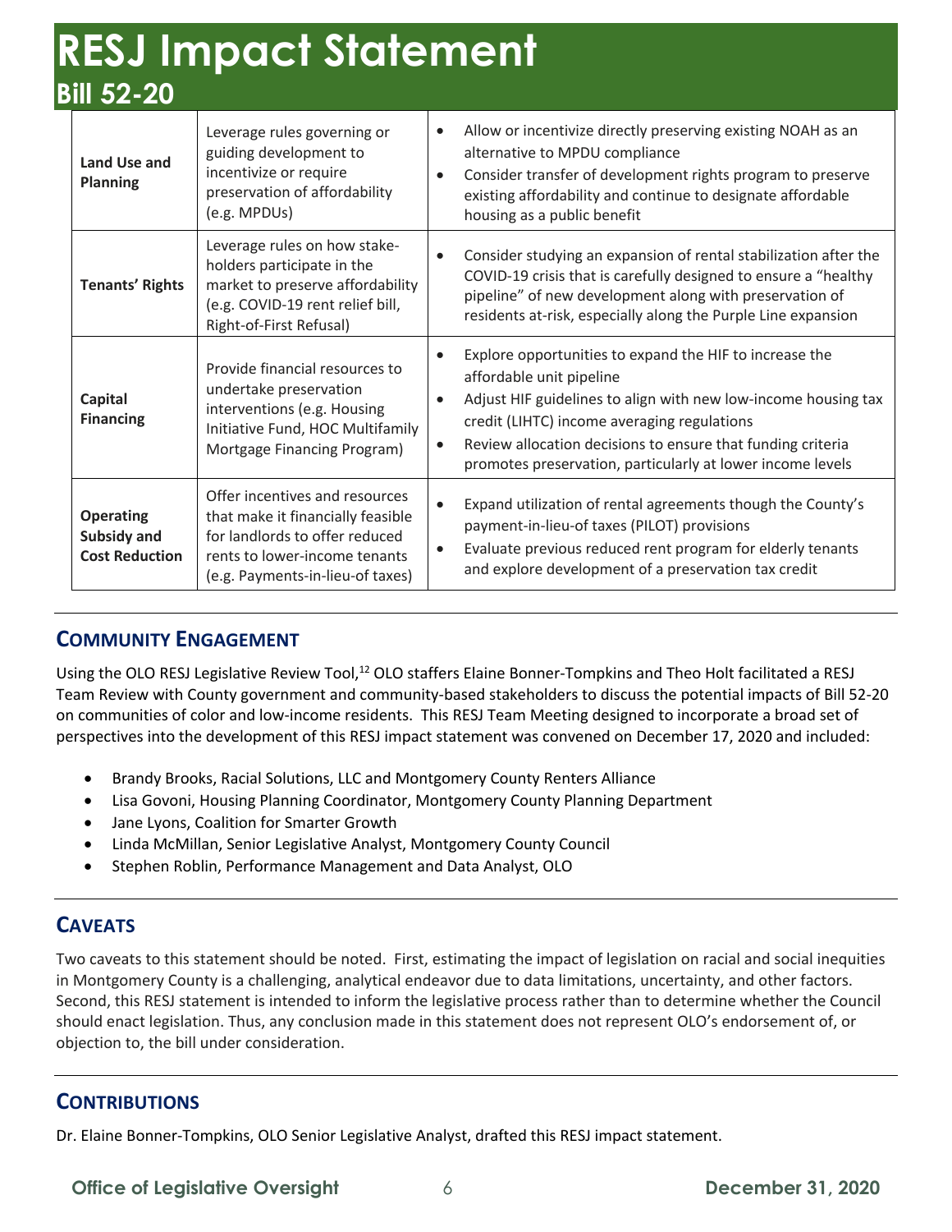| | | |
|---|---|---|
| **Land Use and Planning** | Leverage rules governing or guiding development to incentivize or require preservation of affordability (e.g. MPDUs) | • Allow or incentivize directly preserving existing NOAH as an alternative to MPDU compliance<br>• Consider transfer of development rights program to preserve existing affordability and continue to designate affordable housing as a public benefit |
| **Tenants' Rights** | Leverage rules on how stake-holders participate in the market to preserve affordability (e.g. COVID-19 rent relief bill, Right-of-First Refusal) | • Consider studying an expansion of rental stabilization after the COVID-19 crisis that is carefully designed to ensure a "healthy pipeline" of new development along with preservation of residents at-risk, especially along the Purple Line expansion |
| **Capital Financing** | Provide financial resources to undertake preservation interventions (e.g. Housing Initiative Fund, HOC Multifamily Mortgage Financing Program) | • Explore opportunities to expand the HIF to increase the affordable unit pipeline<br>• Adjust HIF guidelines to align with new low-income housing tax credit (LIHTC) income averaging regulations<br>• Review allocation decisions to ensure that funding criteria promotes preservation, particularly at lower income levels |
| **Operating Subsidy and Cost Reduction** | Offer incentives and resources that make it financially feasible for landlords to offer reduced rents to lower-income tenants (e.g. Payments-in-lieu-of taxes) | • Expand utilization of rental agreements though the County's payment-in-lieu-of taxes (PILOT) provisions<br>• Evaluate previous reduced rent program for elderly tenants and explore development of a preservation tax credit |

## COMMUNITY ENGAGEMENT

Using the OLO RESJ Legislative Review Tool,[12] OLO staffers Elaine Bonner-Tompkins and Theo Holt facilitated a RESJ Team Review with County government and community-based stakeholders to discuss the potential impacts of Bill 52-20 on communities of color and low-income residents. This RESJ Team Meeting designed to incorporate a broad set of perspectives into the development of this RESJ impact statement was convened on December 17, 2020 and included:

- Brandy Brooks, Racial Solutions, LLC and Montgomery County Renters Alliance
- Lisa Govoni, Housing Planning Coordinator, Montgomery County Planning Department
- Jane Lyons, Coalition for Smarter Growth
- Linda McMillan, Senior Legislative Analyst, Montgomery County Council
- Stephen Roblin, Performance Management and Data Analyst, OLO

## CAVEATS

Two caveats to this statement should be noted. First, estimating the impact of legislation on racial and social inequities in Montgomery County is a challenging, analytical endeavor due to data limitations, uncertainty, and other factors. Second, this RESJ statement is intended to inform the legislative process rather than to determine whether the Council should enact legislation. Thus, any conclusion made in this statement does not represent OLO's endorsement of, or objection to, the bill under consideration.

## CONTRIBUTIONS

Dr. Elaine Bonner-Tompkins, OLO Senior Legislative Analyst, drafted this RESJ impact statement.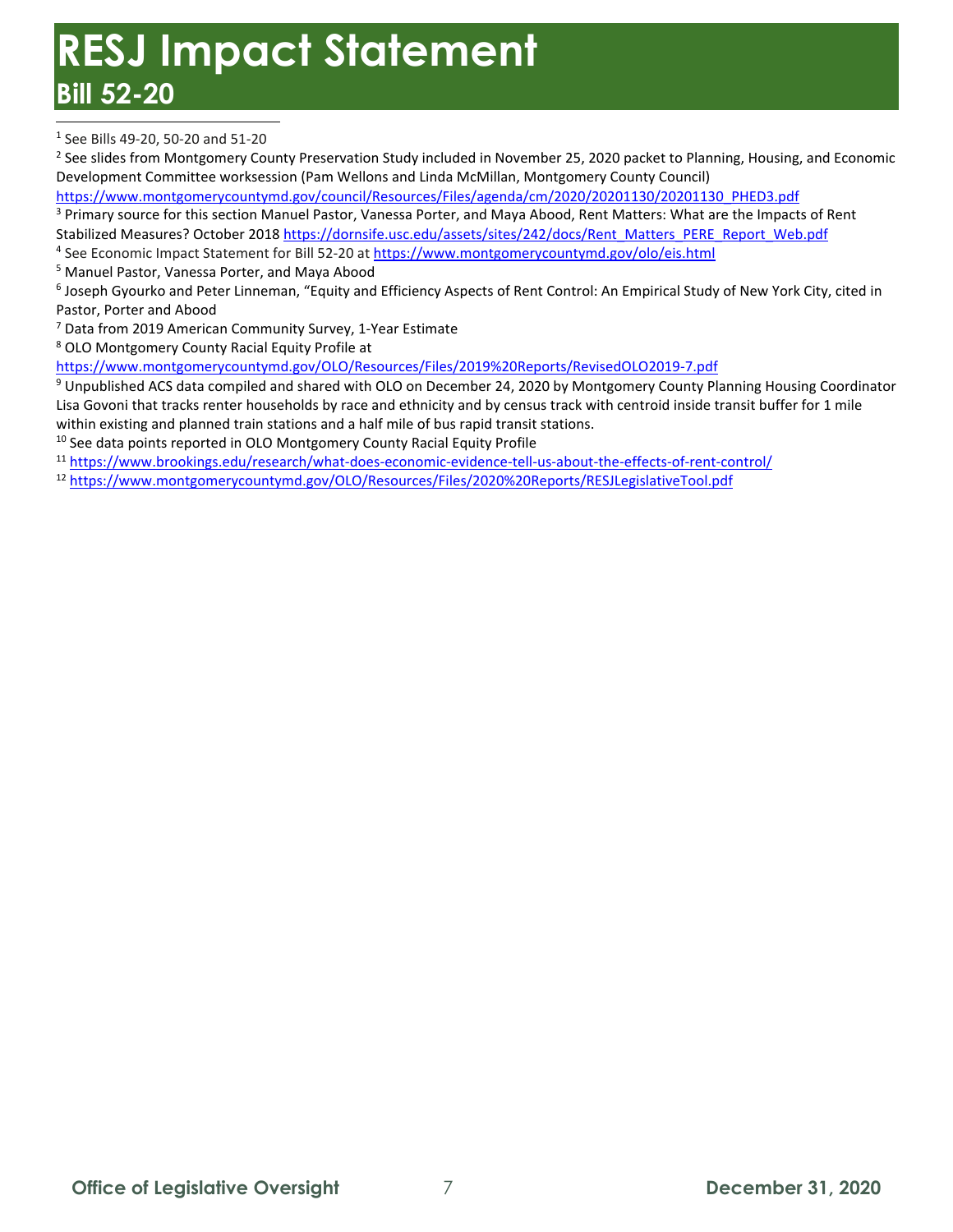[1] See Bills 49-20, 50-20 and 51-20

[2] See slides from Montgomery County Preservation Study included in November 25, 2020 packet to Planning, Housing, and Economic Development Committee worksession (Pam Wellons and Linda McMillan, Montgomery County Council) https://www.montgomerycountymd.gov/council/Resources/Files/agenda/cm/2020/20201130/20201130_PHED3.pdf

[3] Primary source for this section Manuel Pastor, Vanessa Porter, and Maya Abood, Rent Matters: What are the Impacts of Rent Stabilized Measures? October 2018 https://dornsife.usc.edu/assets/sites/242/docs/Rent_Matters_PERE_Report_Web.pdf

[4] See Economic Impact Statement for Bill 52-20 at https://www.montgomerycountymd.gov/olo/eis.html

[5] Manuel Pastor, Vanessa Porter, and Maya Abood

[6] Joseph Gyourko and Peter Linneman, "Equity and Efficiency Aspects of Rent Control: An Empirical Study of New York City, cited in Pastor, Porter and Abood

[7] Data from 2019 American Community Survey, 1-Year Estimate

[8] OLO Montgomery County Racial Equity Profile at https://www.montgomerycountymd.gov/OLO/Resources/Files/2019%20Reports/RevisedOLO2019-7.pdf

[9] Unpublished ACS data compiled and shared with OLO on December 24, 2020 by Montgomery County Planning Housing Coordinator Lisa Govoni that tracks renter households by race and ethnicity and by census track with centroid inside transit buffer for 1 mile within existing and planned train stations and a half mile of bus rapid transit stations.

[10] See data points reported in OLO Montgomery County Racial Equity Profile

[11] https://www.brookings.edu/research/what-does-economic-evidence-tell-us-about-the-effects-of-rent-control/

[12] https://www.montgomerycountymd.gov/OLO/Resources/Files/2020%20Reports/RESJLegislativeTool.pdf